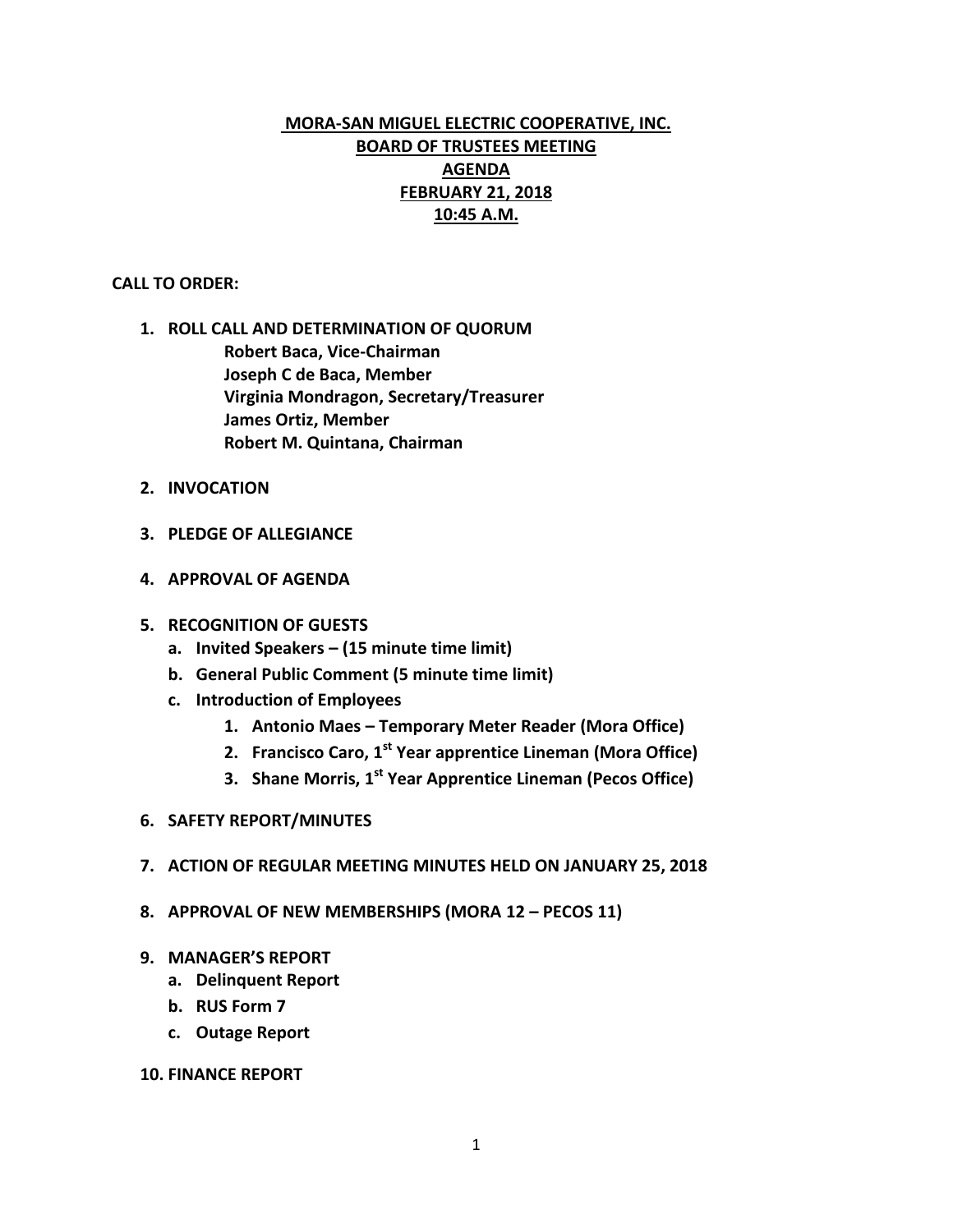**MORA-SAN MIGUEL ELECTRIC COOPERATIVE, INC.**
**BOARD OF TRUSTEES MEETING**
**AGENDA**
**FEBRUARY 21, 2018**
**10:45 A.M.**

**CALL TO ORDER:**

1. **ROLL CALL AND DETERMINATION OF QUORUM**
   **Robert Baca, Vice-Chairman**
   **Joseph C de Baca, Member**
   **Virginia Mondragon, Secretary/Treasurer**
   **James Ortiz, Member**
   **Robert M. Quintana, Chairman**

2. **INVOCATION**

3. **PLEDGE OF ALLEGIANCE**

4. **APPROVAL OF AGENDA**

5. **RECOGNITION OF GUESTS**
   a. **Invited Speakers – (15 minute time limit)**
   b. **General Public Comment (5 minute time limit)**
   c. **Introduction of Employees**
      1. **Antonio Maes – Temporary Meter Reader (Mora Office)**
      2. **Francisco Caro, 1st Year apprentice Lineman (Mora Office)**
      3. **Shane Morris, 1st Year Apprentice Lineman (Pecos Office)**

6. **SAFETY REPORT/MINUTES**

7. **ACTION OF REGULAR MEETING MINUTES HELD ON JANUARY 25, 2018**

8. **APPROVAL OF NEW MEMBERSHIPS (MORA 12 – PECOS 11)**

9. **MANAGER'S REPORT**
   a. **Delinquent Report**
   b. **RUS Form 7**
   c. **Outage Report**

10. **FINANCE REPORT**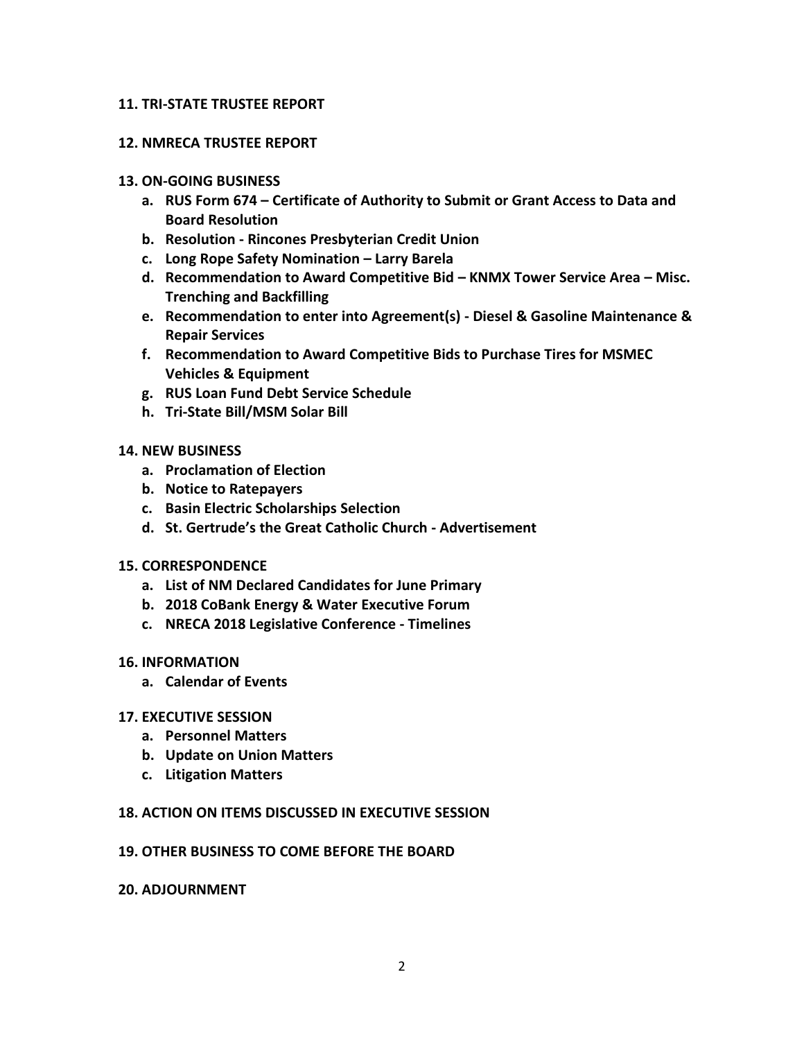**11. TRI-STATE TRUSTEE REPORT**

**12. NMRECA TRUSTEE REPORT**

**13. ON-GOING BUSINESS**

- **a. RUS Form 674 – Certificate of Authority to Submit or Grant Access to Data and Board Resolution**
- **b. Resolution - Rincones Presbyterian Credit Union**
- **c. Long Rope Safety Nomination – Larry Barela**
- **d. Recommendation to Award Competitive Bid – KNMX Tower Service Area – Misc. Trenching and Backfilling**
- **e. Recommendation to enter into Agreement(s) - Diesel & Gasoline Maintenance & Repair Services**
- **f. Recommendation to Award Competitive Bids to Purchase Tires for MSMEC Vehicles & Equipment**
- **g. RUS Loan Fund Debt Service Schedule**
- **h. Tri-State Bill/MSM Solar Bill**

**14. NEW BUSINESS**

- **a. Proclamation of Election**
- **b. Notice to Ratepayers**
- **c. Basin Electric Scholarships Selection**
- **d. St. Gertrude's the Great Catholic Church - Advertisement**

**15. CORRESPONDENCE**

- **a. List of NM Declared Candidates for June Primary**
- **b. 2018 CoBank Energy & Water Executive Forum**
- **c. NRECA 2018 Legislative Conference - Timelines**

**16. INFORMATION**

- **a. Calendar of Events**

**17. EXECUTIVE SESSION**

- **a. Personnel Matters**
- **b. Update on Union Matters**
- **c. Litigation Matters**

**18. ACTION ON ITEMS DISCUSSED IN EXECUTIVE SESSION**

**19. OTHER BUSINESS TO COME BEFORE THE BOARD**

**20. ADJOURNMENT**